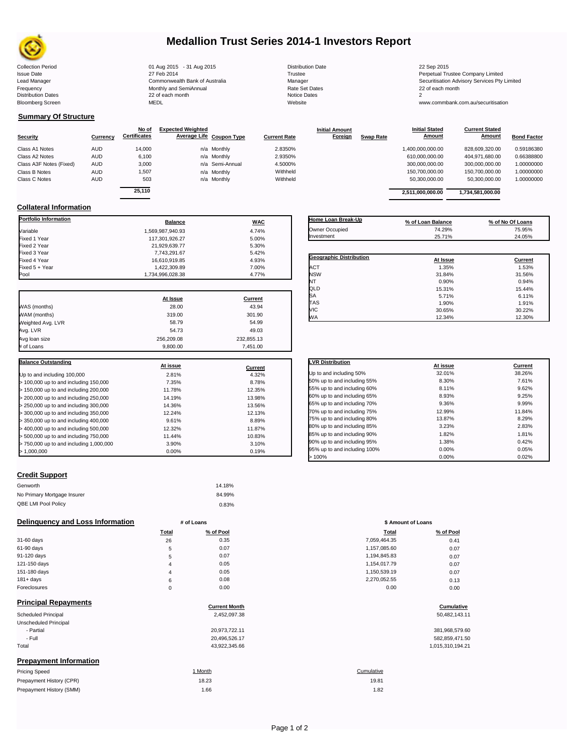# Medallion Trust Series 2014-1 Investors Report

| | | | | | |
|---|---|---|---|---|---|
| Collection Period | 01 Aug 2015 - 31 Aug 2015 | Distribution Date | 22 Sep 2015 | | |
| Issue Date | 27 Feb 2014 | Trustee | Perpetual Trustee Company Limited | | |
| Lead Manager | Commonwealth Bank of Australia | Manager | Securitisation Advisory Services Pty Limited | | |
| Frequency | Monthly and SemiAnnual | Rate Set Dates | 22 of each month | | |
| Distribution Dates | 22 of each month | Notice Dates | 2 | | |
| Bloomberg Screen | MEDL | Website | www.commbank.com.au/securitisation | | |

## Summary Of Structure

| Security | Currency | No of Certificates | Expected Weighted Average Life | Coupon Type | Current Rate | Initial Amount Foreign | Swap Rate | Initial Stated Amount | Current Stated Amount | Bond Factor |
|---|---|---|---|---|---|---|---|---|---|---|
| Class A1 Notes | AUD | 14,000 | n/a | Monthly | 2.8350% | | | 1,400,000,000.00 | 828,609,320.00 | 0.59186380 |
| Class A2 Notes | AUD | 6,100 | n/a | Monthly | 2.9350% | | | 610,000,000.00 | 404,971,680.00 | 0.66388800 |
| Class A3F Notes (Fixed) | AUD | 3,000 | n/a | Semi-Annual | 4.5000% | | | 300,000,000.00 | 300,000,000.00 | 1.00000000 |
| Class B Notes | AUD | 1,507 | n/a | Monthly | Withheld | | | 150,700,000.00 | 150,700,000.00 | 1.00000000 |
| Class C Notes | AUD | 503 | n/a | Monthly | Withheld | | | 50,300,000.00 | 50,300,000.00 | 1.00000000 |
| | | 25,110 | | | | | | 2,511,000,000.00 | 1,734,581,000.00 | |

## Collateral Information

| Portfolio Information | Balance | WAC |
|---|---|---|
| Variable | 1,569,987,940.93 | 4.74% |
| Fixed 1 Year | 117,301,926.27 | 5.00% |
| Fixed 2 Year | 21,929,639.77 | 5.30% |
| Fixed 3 Year | 7,743,291.67 | 5.42% |
| Fixed 4 Year | 16,610,919.85 | 4.93% |
| Fixed 5 + Year | 1,422,309.89 | 7.00% |
| Pool | 1,734,996,028.38 | 4.77% |

| | At Issue | Current |
|---|---|---|
| WAS (months) | 28.00 | 43.94 |
| WAM (months) | 319.00 | 301.90 |
| Weighted Avg. LVR | 58.79 | 54.99 |
| Avg. LVR | 54.73 | 49.03 |
| Avg loan size | 256,209.08 | 232,855.13 |
| # of Loans | 9,800.00 | 7,451.00 |

| Balance Outstanding | At issue | Current |
|---|---|---|
| Up to and including 100,000 | 2.81% | 4.32% |
| > 100,000 up to and including 150,000 | 7.35% | 8.78% |
| > 150,000 up to and including 200,000 | 11.78% | 12.35% |
| > 200,000 up to and including 250,000 | 14.19% | 13.98% |
| > 250,000 up to and including 300,000 | 14.36% | 13.56% |
| > 300,000 up to and including 350,000 | 12.24% | 12.13% |
| > 350,000 up to and including 400,000 | 9.61% | 8.89% |
| > 400,000 up to and including 500,000 | 12.32% | 11.87% |
| > 500,000 up to and including 750,000 | 11.44% | 10.83% |
| > 750,000 up to and including 1,000,000 | 3.90% | 3.10% |
| > 1,000,000 | 0.00% | 0.19% |

| Home Loan Break-Up | % of Loan Balance | % of No Of Loans |
|---|---|---|
| Owner Occupied | 74.29% | 75.95% |
| Investment | 25.71% | 24.05% |

| Geographic Distribution | At Issue | Current |
|---|---|---|
| ACT | 1.35% | 1.53% |
| NSW | 31.84% | 31.56% |
| NT | 0.90% | 0.94% |
| QLD | 15.31% | 15.44% |
| SA | 5.71% | 6.11% |
| TAS | 1.90% | 1.91% |
| VIC | 30.65% | 30.22% |
| WA | 12.34% | 12.30% |

| LVR Distribution | At issue | Current |
|---|---|---|
| Up to and including 50% | 32.01% | 38.26% |
| 50% up to and including 55% | 8.30% | 7.61% |
| 55% up to and including 60% | 8.11% | 9.62% |
| 60% up to and including 65% | 8.93% | 9.25% |
| 65% up to and including 70% | 9.36% | 9.99% |
| 70% up to and including 75% | 12.99% | 11.84% |
| 75% up to and including 80% | 13.87% | 8.29% |
| 80% up to and including 85% | 3.23% | 2.83% |
| 85% up to and including 90% | 1.82% | 1.81% |
| 90% up to and including 95% | 1.38% | 0.42% |
| 95% up to and including 100% | 0.00% | 0.05% |
| > 100% | 0.00% | 0.02% |

## Credit Support

| | |
|---|---|
| Genworth | 14.18% |
| No Primary Mortgage Insurer | 84.99% |
| QBE LMI Pool Policy | 0.83% |

## Delinquency and Loss Information

| | # of Loans Total | # of Loans % of Pool | $ Amount of Loans Total | $ Amount of Loans % of Pool |
|---|---|---|---|---|
| 31-60 days | 26 | 0.35 | 7,059,464.35 | 0.41 |
| 61-90 days | 5 | 0.07 | 1,157,085.60 | 0.07 |
| 91-120 days | 5 | 0.07 | 1,194,845.83 | 0.07 |
| 121-150 days | 4 | 0.05 | 1,154,017.79 | 0.07 |
| 151-180 days | 4 | 0.05 | 1,150,539.19 | 0.07 |
| 181+ days | 6 | 0.08 | 2,270,052.55 | 0.13 |
| Foreclosures | 0 | 0.00 | 0.00 | 0.00 |

## Principal Repayments

| | Current Month | Cumulative |
|---|---|---|
| Scheduled Principal | 2,452,097.38 | 50,482,143.11 |
| Unscheduled Principal | | |
| - Partial | 20,973,722.11 | 381,968,579.60 |
| - Full | 20,496,526.17 | 582,859,471.50 |
| Total | 43,922,345.66 | 1,015,310,194.21 |

## Prepayment Information

| Pricing Speed | 1 Month | Cumulative |
|---|---|---|
| Prepayment History (CPR) | 18.23 | 19.81 |
| Prepayment History (SMM) | 1.66 | 1.82 |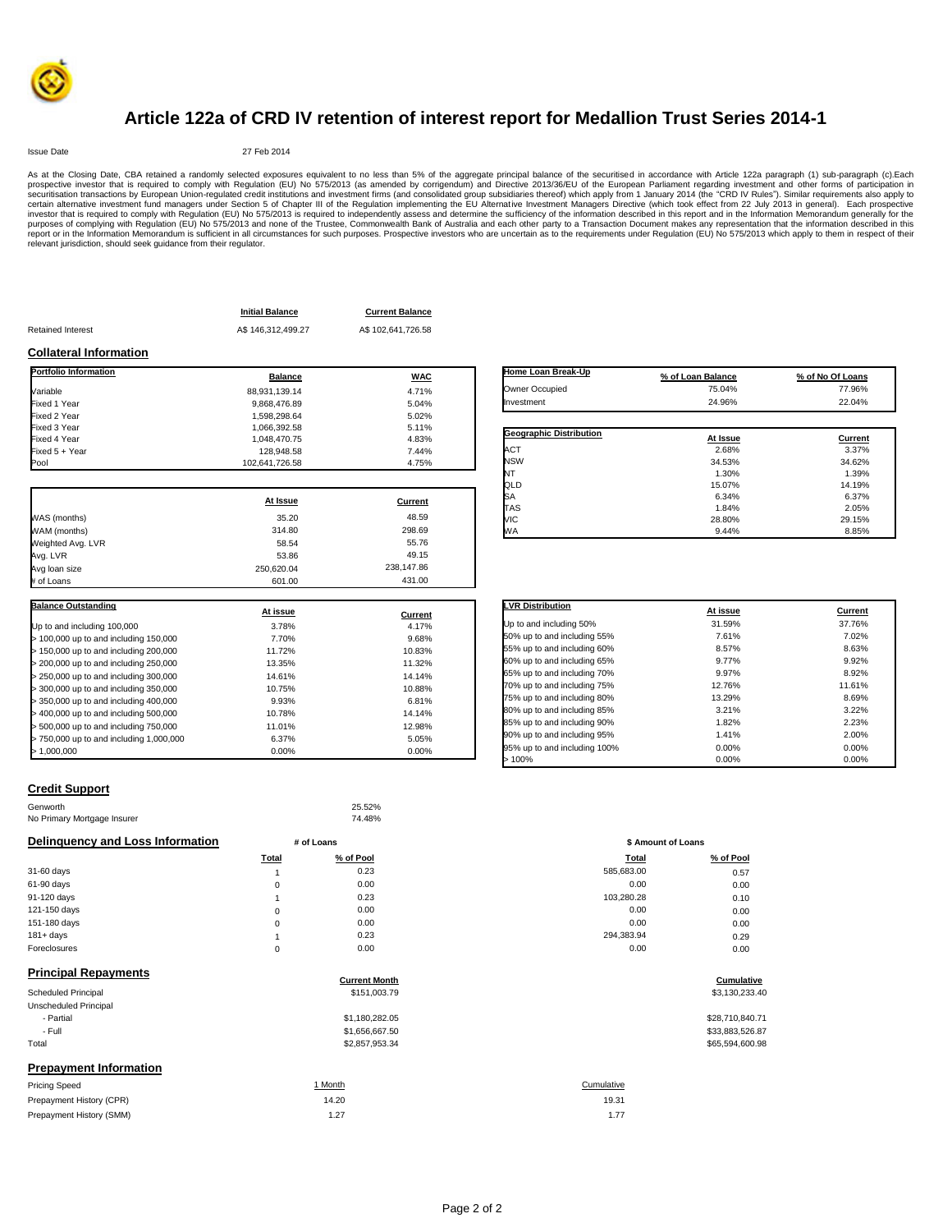# Article 122a of CRD IV retention of interest report for Medallion Trust Series 2014-1

Issue Date 27 Feb 2014

As at the Closing Date, CBA retained a randomly selected exposures equivalent to no less than 5% of the aggregate principal balance of the securitised in accordance with Article 122a paragraph (1) sub-paragraph (c).Each prospective investor that is required to comply with Regulation (EU) No 575/2013 (as amended by corrigendum) and Directive 2013/36/EU of the European Parliament regarding investment and other forms of participation in securitisation transactions by European Union-regulated credit institutions and investment firms (and consolidated group subsidiaries thereof) which apply from 1 January 2014 (the "CRD IV Rules"). Similar requirements also apply to certain alternative investment fund managers under Section 5 of Chapter III of the Regulation implementing the EU Alternative Investment Managers Directive (which took effect from 22 July 2013 in general). Each prospective investor that is required to comply with Regulation (EU) No 575/2013 is required to independently assess and determine the sufficiency of the information described in this report and in the Information Memorandum generally for the purposes of complying with Regulation (EU) No 575/2013 and none of the Trustee, Commonwealth Bank of Australia and each other party to a Transaction Document makes any representation that the information described in this report or in the Information Memorandum is sufficient in all circumstances for such purposes. Prospective investors who are uncertain as to the requirements under Regulation (EU) No 575/2013 which apply to them in respect of their relevant jurisdiction, should seek guidance from their regulator.

| | Initial Balance | Current Balance |
|---|---|---|
| Retained Interest | A$ 146,312,499.27 | A$ 102,641,726.58 |

## Collateral Information

| Portfolio Information | Balance | WAC |
|---|---|---|
| Variable | 88,931,139.14 | 4.71% |
| Fixed 1 Year | 9,868,476.89 | 5.04% |
| Fixed 2 Year | 1,598,298.64 | 5.02% |
| Fixed 3 Year | 1,066,392.58 | 5.11% |
| Fixed 4 Year | 1,048,470.75 | 4.83% |
| Fixed 5 + Year | 128,948.58 | 7.44% |
| Pool | 102,641,726.58 | 4.75% |

| Home Loan Break-Up | % of Loan Balance | % of No Of Loans |
|---|---|---|
| Owner Occupied | 75.04% | 77.96% |
| Investment | 24.96% | 22.04% |

| Geographic Distribution | At Issue | Current |
|---|---|---|
| ACT | 2.68% | 3.37% |
| NSW | 34.53% | 34.62% |
| NT | 1.30% | 1.39% |
| QLD | 15.07% | 14.19% |
| SA | 6.34% | 6.37% |
| TAS | 1.84% | 2.05% |
| VIC | 28.80% | 29.15% |
| WA | 9.44% | 8.85% |

| | At Issue | Current |
|---|---|---|
| WAS (months) | 35.20 | 48.59 |
| WAM (months) | 314.80 | 298.69 |
| Weighted Avg. LVR | 58.54 | 55.76 |
| Avg. LVR | 53.86 | 49.15 |
| Avg loan size | 250,620.04 | 238,147.86 |
| # of Loans | 601.00 | 431.00 |

| Balance Outstanding | At issue | Current |
|---|---|---|
| Up to and including 100,000 | 3.78% | 4.17% |
| > 100,000 up to and including 150,000 | 7.70% | 9.68% |
| > 150,000 up to and including 200,000 | 11.72% | 10.83% |
| > 200,000 up to and including 250,000 | 13.35% | 11.32% |
| > 250,000 up to and including 300,000 | 14.61% | 14.14% |
| > 300,000 up to and including 350,000 | 10.75% | 10.88% |
| > 350,000 up to and including 400,000 | 9.93% | 6.81% |
| > 400,000 up to and including 500,000 | 10.78% | 14.14% |
| > 500,000 up to and including 750,000 | 11.01% | 12.98% |
| > 750,000 up to and including 1,000,000 | 6.37% | 5.05% |
| > 1,000,000 | 0.00% | 0.00% |

| LVR Distribution | At issue | Current |
|---|---|---|
| Up to and including 50% | 31.59% | 37.76% |
| 50% up to and including 55% | 7.61% | 7.02% |
| 55% up to and including 60% | 8.57% | 8.63% |
| 60% up to and including 65% | 9.77% | 9.92% |
| 65% up to and including 70% | 9.97% | 8.92% |
| 70% up to and including 75% | 12.76% | 11.61% |
| 75% up to and including 80% | 13.29% | 8.69% |
| 80% up to and including 85% | 3.21% | 3.22% |
| 85% up to and including 90% | 1.82% | 2.23% |
| 90% up to and including 95% | 1.41% | 2.00% |
| 95% up to and including 100% | 0.00% | 0.00% |
| > 100% | 0.00% | 0.00% |

## Credit Support

| | |
|---|---|
| Genworth | 25.52% |
| No Primary Mortgage Insurer | 74.48% |

## Delinquency and Loss Information

| | # of Loans | | $ Amount of Loans | |
|---|---|---|---|---|
| | Total | % of Pool | Total | % of Pool |
| 31-60 days | 1 | 0.23 | 585,683.00 | 0.57 |
| 61-90 days | 0 | 0.00 | 0.00 | 0.00 |
| 91-120 days | 1 | 0.23 | 103,280.28 | 0.10 |
| 121-150 days | 0 | 0.00 | 0.00 | 0.00 |
| 151-180 days | 0 | 0.00 | 0.00 | 0.00 |
| 181+ days | 1 | 0.23 | 294,383.94 | 0.29 |
| Foreclosures | 0 | 0.00 | 0.00 | 0.00 |

## Principal Repayments

| | Current Month | Cumulative |
|---|---|---|
| Scheduled Principal | $151,003.79 | $3,130,233.40 |
| Unscheduled Principal | | |
| - Partial | $1,180,282.05 | $28,710,840.71 |
| - Full | $1,656,667.50 | $33,883,526.87 |
| Total | $2,857,953.34 | $65,594,600.98 |

## Prepayment Information

| Pricing Speed | 1 Month | Cumulative |
|---|---|---|
| Prepayment History (CPR) | 14.20 | 19.31 |
| Prepayment History (SMM) | 1.27 | 1.77 |